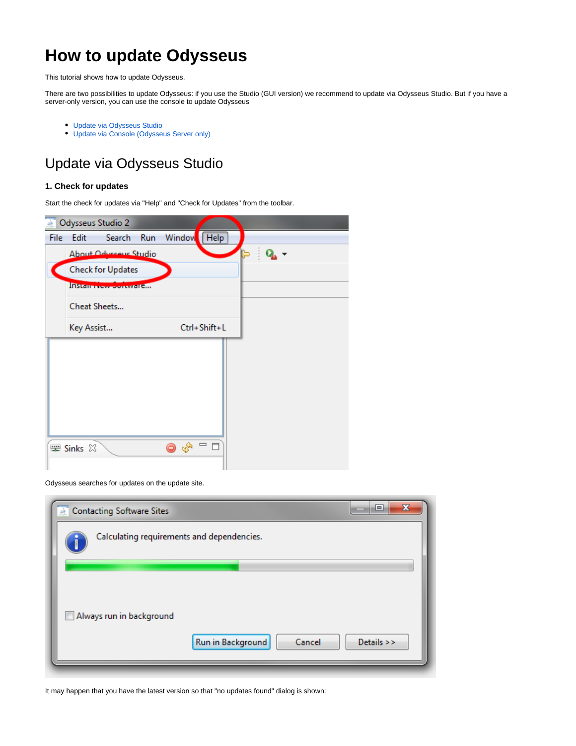# How to update Odysseus

This tutorial shows how to update Odysseus.

There are two possibilities to update Odysseus: if you use the Studio (GUI version) we recommend to update via Odysseus Studio. But if you have a server-only version, you can use the console to update Odysseus

- Update via Odysseus Studio
- Update via Console (Odysseus Server only)

## Update via Odysseus Studio

### 1. Check for updates

Start the check for updates via "Help" and "Check for Updates" from the toolbar.

Odysseus searches for updates on the update site.

It may happen that you have the latest version so that "no updates found" dialog is shown: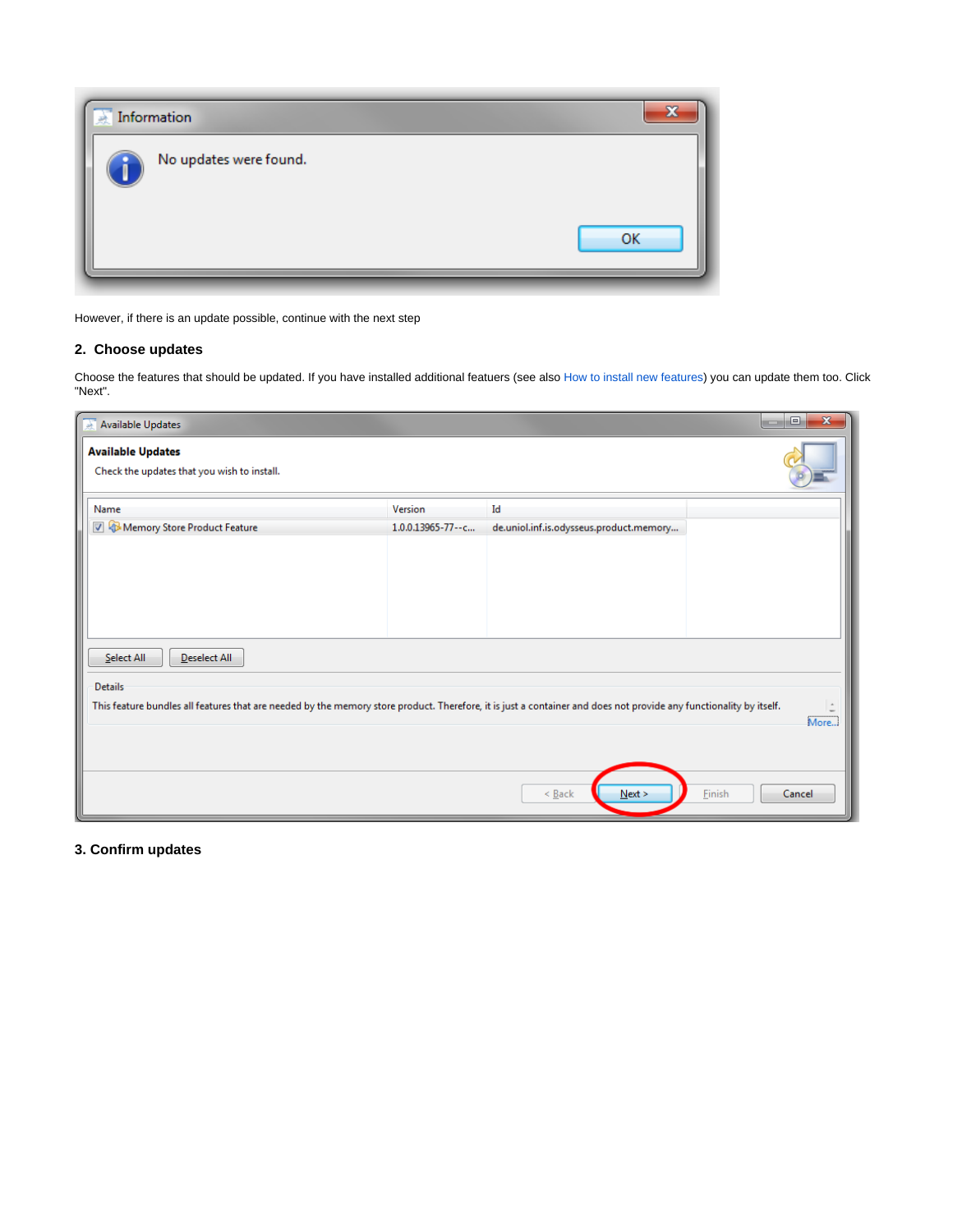However, if there is an update possible, continue with the next step

## 2. Choose updates

Choose the features that should be updated. If you have installed additional featuers (see also How to install new features) you can update them too. Click "Next".

## 3. Confirm updates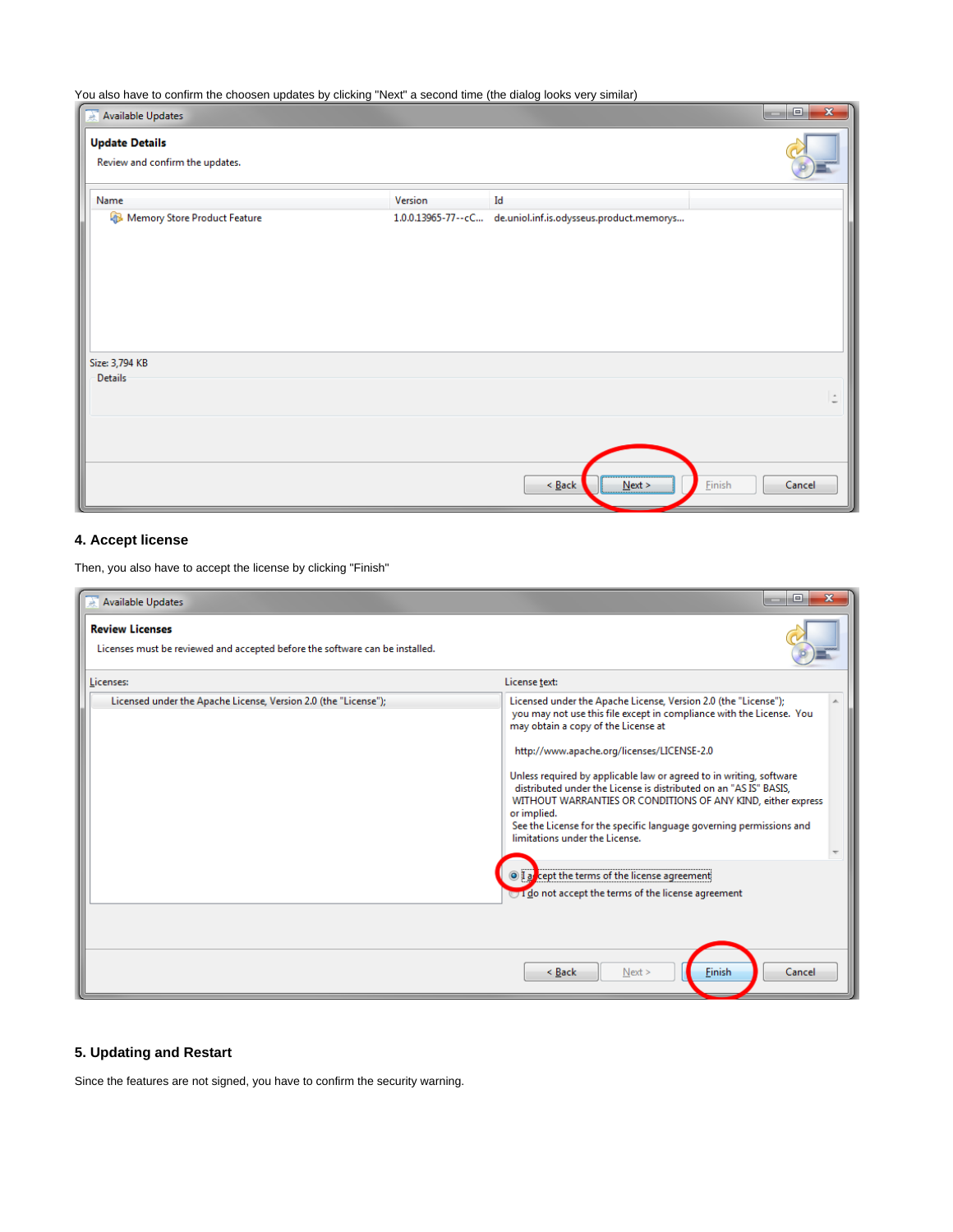You also have to confirm the choosen updates by clicking "Next" a second time (the dialog looks very similar)

#### 4. Accept license

Then, you also have to accept the license by clicking "Finish"

#### 5. Updating and Restart

Since the features are not signed, you have to confirm the security warning.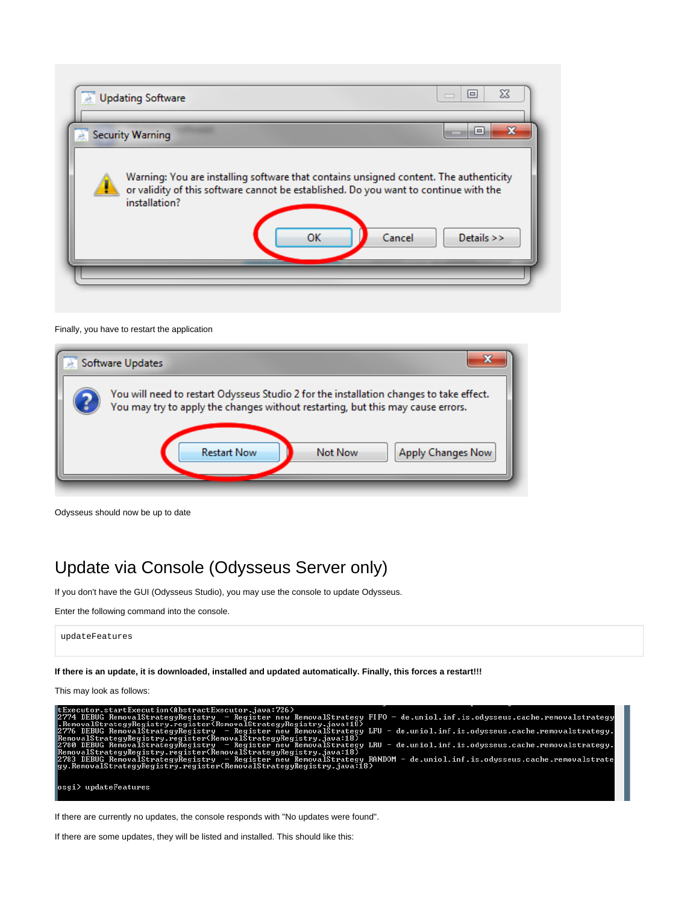Finally, you have to restart the application

Odysseus should now be up to date

## Update via Console (Odysseus Server only)

If you don't have the GUI (Odysseus Studio), you may use the console to update Odysseus.

Enter the following command into the console.

```
updateFeatures
```

**If there is an update, it is downloaded, installed and updated automatically. Finally, this forces a restart!!!**

This may look as follows:

If there are currently no updates, the console responds with "No updates were found".

If there are some updates, they will be listed and installed. This should like this: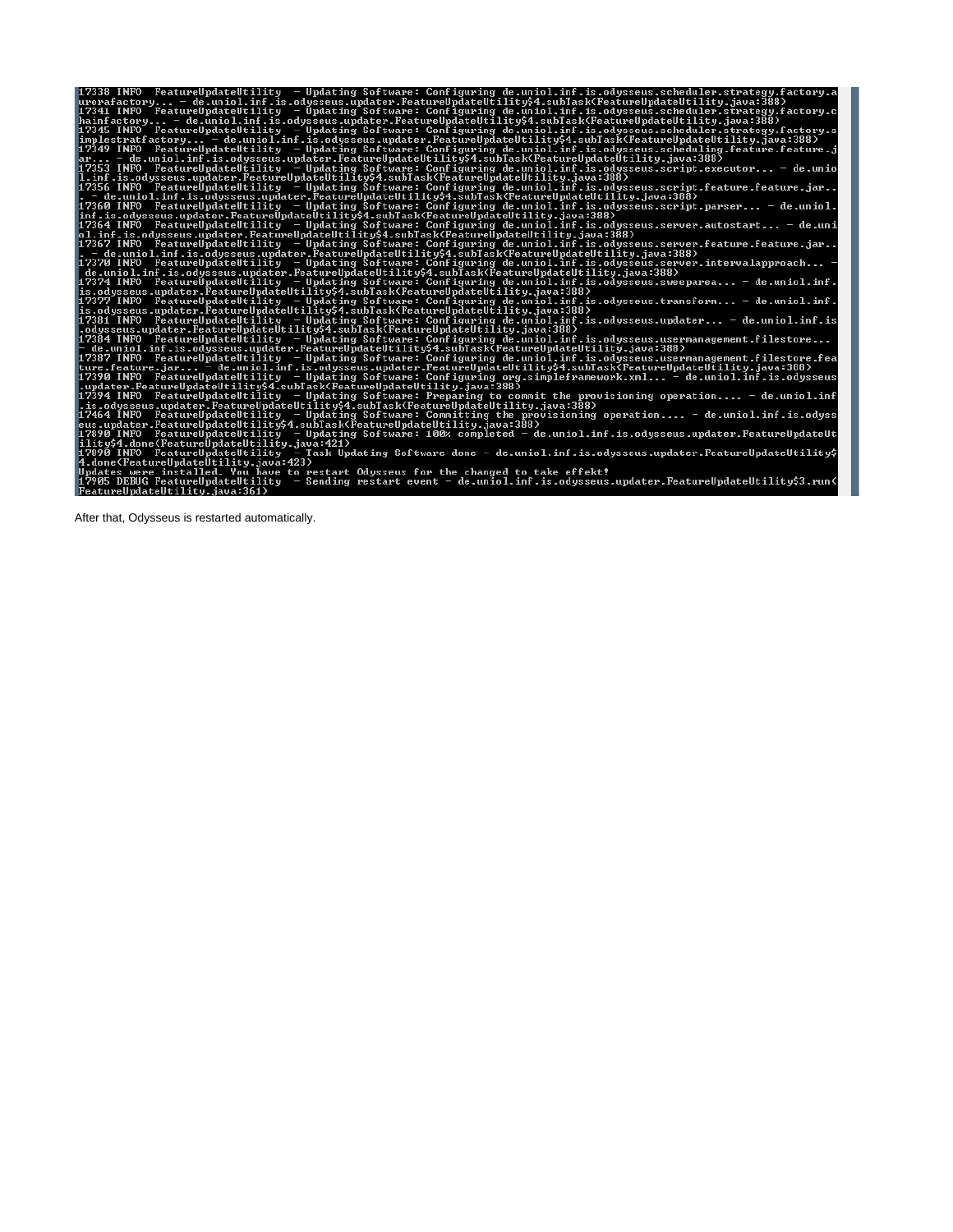```
17338 INFO  FeatureUpdateUtility  - Updating Software: Configuring de.uniol.inf.is.odysseus.scheduler.strategy.factory.a
urorafactory... - de.uniol.inf.is.odysseus.updater.FeatureUpdateUtility$4.subTask(FeatureUpdateUtility.java:388)
17341 INFO  FeatureUpdateUtility  - Updating Software: Configuring de.uniol.inf.is.odysseus.scheduler.strategy.factory.c
hainfactory... - de.uniol.inf.is.odysseus.updater.FeatureUpdateUtility$4.subTask(FeatureUpdateUtility.java:388)
17345 INFO  FeatureUpdateUtility  - Updating Software: Configuring de.uniol.inf.is.odysseus.scheduler.strategy.factory.s
implestratfactory... - de.uniol.inf.is.odysseus.updater.FeatureUpdateUtility$4.subTask(FeatureUpdateUtility.java:388)
17349 INFO  FeatureUpdateUtility  - Updating Software: Configuring de.uniol.inf.is.odysseus.scheduling.feature.feature.j
ar... - de.uniol.inf.is.odysseus.updater.FeatureUpdateUtility$4.subTask(FeatureUpdateUtility.java:388)
17353 INFO  FeatureUpdateUtility  - Updating Software: Configuring de.uniol.inf.is.odysseus.script.executor... - de.unio
l.inf.is.odysseus.updater.FeatureUpdateUtility$4.subTask(FeatureUpdateUtility.java:388)
17356 INFO  FeatureUpdateUtility  - Updating Software: Configuring de.uniol.inf.is.odysseus.script.feature.feature.jar..
. - de.uniol.inf.is.odysseus.updater.FeatureUpdateUtility$4.subTask(FeatureUpdateUtility.java:388)
17360 INFO  FeatureUpdateUtility  - Updating Software: Configuring de.uniol.inf.is.odysseus.script.parser... - de.uniol.
inf.is.odysseus.updater.FeatureUpdateUtility$4.subTask(FeatureUpdateUtility.java:388)
17364 INFO  FeatureUpdateUtility  - Updating Software: Configuring de.uniol.inf.is.odysseus.server.autostart... - de.uni
ol.inf.is.odysseus.updater.FeatureUpdateUtility$4.subTask(FeatureUpdateUtility.java:388)
17367 INFO  FeatureUpdateUtility  - Updating Software: Configuring de.uniol.inf.is.odysseus.server.feature.feature.jar..
. - de.uniol.inf.is.odysseus.updater.FeatureUpdateUtility$4.subTask(FeatureUpdateUtility.java:388)
17370 INFO  FeatureUpdateUtility  - Updating Software: Configuring de.uniol.inf.is.odysseus.server.intervalapproach... -
 de.uniol.inf.is.odysseus.updater.FeatureUpdateUtility$4.subTask(FeatureUpdateUtility.java:388)
17374 INFO  FeatureUpdateUtility  - Updating Software: Configuring de.uniol.inf.is.odysseus.sweeparea... - de.uniol.inf.
is.odysseus.updater.FeatureUpdateUtility$4.subTask(FeatureUpdateUtility.java:388)
17377 INFO  FeatureUpdateUtility  - Updating Software: Configuring de.uniol.inf.is.odysseus.transform... - de.uniol.inf.
is.odysseus.updater.FeatureUpdateUtility$4.subTask(FeatureUpdateUtility.java:388)
17381 INFO  FeatureUpdateUtility  - Updating Software: Configuring de.uniol.inf.is.odysseus.updater... - de.uniol.inf.is
.odysseus.updater.FeatureUpdateUtility$4.subTask(FeatureUpdateUtility.java:388)
17384 INFO  FeatureUpdateUtility  - Updating Software: Configuring de.uniol.inf.is.odysseus.usermanagement.filestore...
- de.uniol.inf.is.odysseus.updater.FeatureUpdateUtility$4.subTask(FeatureUpdateUtility.java:388)
17387 INFO  FeatureUpdateUtility  - Updating Software: Configuring de.uniol.inf.is.odysseus.usermanagement.filestore.fea
ture.feature.jar... - de.uniol.inf.is.odysseus.updater.FeatureUpdateUtility$4.subTask(FeatureUpdateUtility.java:388)
17390 INFO  FeatureUpdateUtility  - Updating Software: Configuring org.simpleframework.xml... - de.uniol.inf.is.odysseus
.updater.FeatureUpdateUtility$4.subTask(FeatureUpdateUtility.java:388)
17394 INFO  FeatureUpdateUtility  - Updating Software: Preparing to commit the provisioning operation.... - de.uniol.inf
.is.odysseus.updater.FeatureUpdateUtility$4.subTask(FeatureUpdateUtility.java:388)
17464 INFO  FeatureUpdateUtility  - Updating Software: Committing the provisioning operation.... - de.uniol.inf.is.odyss
eus.updater.FeatureUpdateUtility$4.subTask(FeatureUpdateUtility.java:388)
17890 INFO  FeatureUpdateUtility  - Updating Software: 100% completed - de.uniol.inf.is.odysseus.updater.FeatureUpdateUt
ility$4.done(FeatureUpdateUtility.java:421)
17890 INFO  FeatureUpdateUtility  - Task Updating Software done - de.uniol.inf.is.odysseus.updater.FeatureUpdateUtility$
4.done(FeatureUpdateUtility.java:423)
Updates were installed. You have to restart Odysseus for the changed to take effekt!
17905 DEBUG FeatureUpdateUtility  - Sending restart event - de.uniol.inf.is.odysseus.updater.FeatureUpdateUtility$3.run(
FeatureUpdateUtility.java:361)
```

After that, Odysseus is restarted automatically.